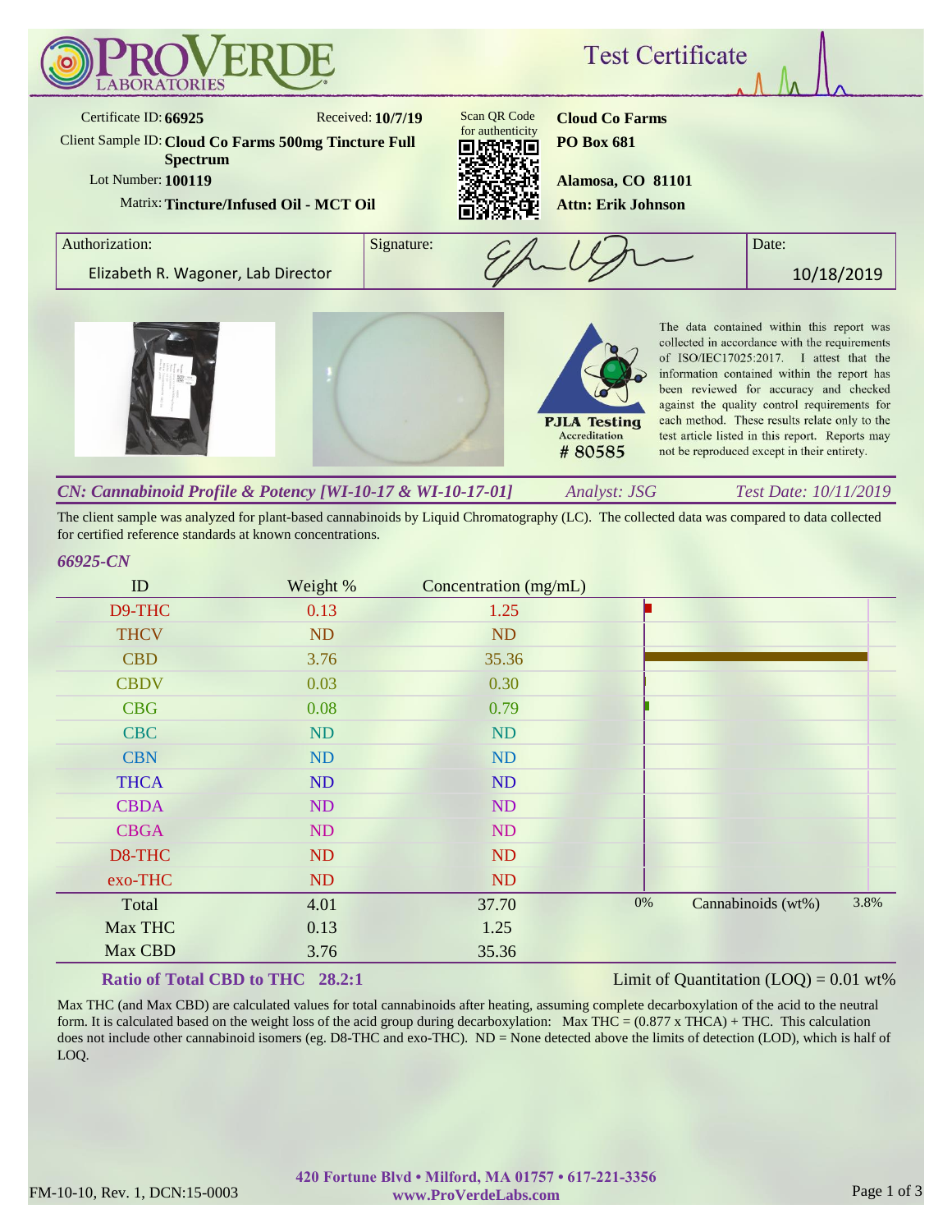# ProVerde Laboratories

## Test Certificate

**Certificate ID:** 66925
**Received:** 10/7/19
**Client Sample ID:** Cloud Co Farms 500mg Tincture Full Spectrum
**Lot Number:** 100119
**Matrix:** Tincture/Infused Oil - MCT Oil

Scan QR Code for authenticity

**Cloud Co Farms**
**PO Box 681**
**Alamosa, CO 81101**
**Attn: Erik Johnson**

| Authorization: | Signature: | Date: |
|---|---|---|
| Elizabeth R. Wagoner, Lab Director | | 10/18/2019 |

PJLA Testing Accreditation # 80585

The data contained within this report was collected in accordance with the requirements of ISO/IEC17025:2017. I attest that the information contained within the report has been reviewed for accuracy and checked against the quality control requirements for each method. These results relate only to the test article listed in this report. Reports may not be reproduced except in their entirety.

### *CN: Cannabinoid Profile & Potency [WI-10-17 & WI-10-17-01]* — *Analyst: JSG* — *Test Date: 10/11/2019*

The client sample was analyzed for plant-based cannabinoids by Liquid Chromatography (LC). The collected data was compared to data collected for certified reference standards at known concentrations.

*66925-CN*

| ID | Weight % | Concentration (mg/mL) |
|---|---|---|
| D9-THC | 0.13 | 1.25 |
| THCV | ND | ND |
| CBD | 3.76 | 35.36 |
| CBDV | 0.03 | 0.30 |
| CBG | 0.08 | 0.79 |
| CBC | ND | ND |
| CBN | ND | ND |
| THCA | ND | ND |
| CBDA | ND | ND |
| CBGA | ND | ND |
| D8-THC | ND | ND |
| exo-THC | ND | ND |
| Total | 4.01 | 37.70 |
| Max THC | 0.13 | 1.25 |
| Max CBD | 3.76 | 35.36 |

Cannabinoids (wt%): 0% – 3.8%

**Ratio of Total CBD to THC 28.2:1**

Limit of Quantitation (LOQ) = 0.01 wt%

Max THC (and Max CBD) are calculated values for total cannabinoids after heating, assuming complete decarboxylation of the acid to the neutral form. It is calculated based on the weight loss of the acid group during decarboxylation: Max THC = (0.877 x THCA) + THC. This calculation does not include other cannabinoid isomers (eg. D8-THC and exo-THC). ND = None detected above the limits of detection (LOD), which is half of LOQ.

FM-10-10, Rev. 1, DCN:15-0003

420 Fortune Blvd • Milford, MA 01757 • 617-221-3356
www.ProVerdeLabs.com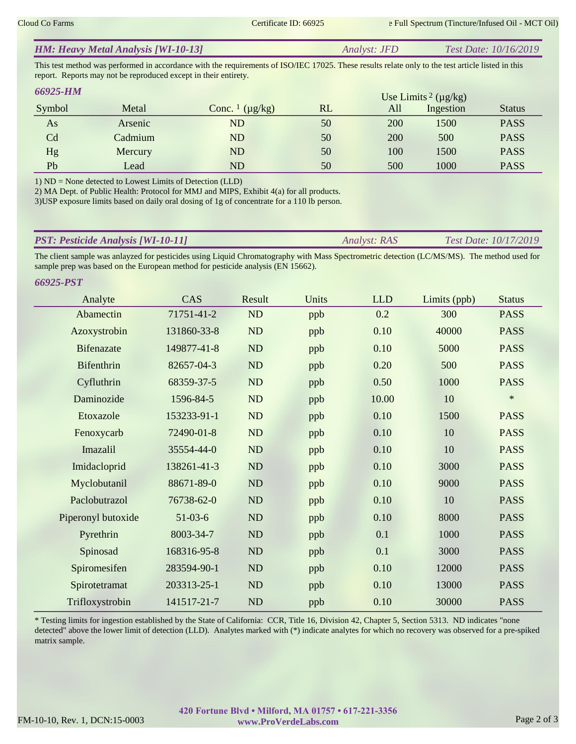## *HM: Heavy Metal Analysis [WI-10-13]* *Analyst: JFD* *Test Date: 10/16/2019*

This test method was performed in accordance with the requirements of ISO/IEC 17025. These results relate only to the test article listed in this report. Reports may not be reproduced except in their entirety.

### *66925-HM*

| Symbol | Metal | Conc. [1] (µg/kg) | RL | Use Limits [2] (µg/kg) All | Ingestion | Status |
|---|---|---|---|---|---|---|
| As | Arsenic | ND | 50 | 200 | 1500 | PASS |
| Cd | Cadmium | ND | 50 | 200 | 500 | PASS |
| Hg | Mercury | ND | 50 | 100 | 1500 | PASS |
| Pb | Lead | ND | 50 | 500 | 1000 | PASS |

1) ND = None detected to Lowest Limits of Detection (LLD)
2) MA Dept. of Public Health: Protocol for MMJ and MIPS, Exhibit 4(a) for all products.
3)USP exposure limits based on daily oral dosing of 1g of concentrate for a 110 lb person.

## *PST: Pesticide Analysis [WI-10-11]* *Analyst: RAS* *Test Date: 10/17/2019*

The client sample was anlayzed for pesticides using Liquid Chromatography with Mass Spectrometric detection (LC/MS/MS). The method used for sample prep was based on the European method for pesticide analysis (EN 15662).

### *66925-PST*

| Analyte | CAS | Result | Units | LLD | Limits (ppb) | Status |
|---|---|---|---|---|---|---|
| Abamectin | 71751-41-2 | ND | ppb | 0.2 | 300 | PASS |
| Azoxystrobin | 131860-33-8 | ND | ppb | 0.10 | 40000 | PASS |
| Bifenazate | 149877-41-8 | ND | ppb | 0.10 | 5000 | PASS |
| Bifenthrin | 82657-04-3 | ND | ppb | 0.20 | 500 | PASS |
| Cyfluthrin | 68359-37-5 | ND | ppb | 0.50 | 1000 | PASS |
| Daminozide | 1596-84-5 | ND | ppb | 10.00 | 10 | * |
| Etoxazole | 153233-91-1 | ND | ppb | 0.10 | 1500 | PASS |
| Fenoxycarb | 72490-01-8 | ND | ppb | 0.10 | 10 | PASS |
| Imazalil | 35554-44-0 | ND | ppb | 0.10 | 10 | PASS |
| Imidacloprid | 138261-41-3 | ND | ppb | 0.10 | 3000 | PASS |
| Myclobutanil | 88671-89-0 | ND | ppb | 0.10 | 9000 | PASS |
| Paclobutrazol | 76738-62-0 | ND | ppb | 0.10 | 10 | PASS |
| Piperonyl butoxide | 51-03-6 | ND | ppb | 0.10 | 8000 | PASS |
| Pyrethrin | 8003-34-7 | ND | ppb | 0.1 | 1000 | PASS |
| Spinosad | 168316-95-8 | ND | ppb | 0.1 | 3000 | PASS |
| Spiromesifen | 283594-90-1 | ND | ppb | 0.10 | 12000 | PASS |
| Spirotetramat | 203313-25-1 | ND | ppb | 0.10 | 13000 | PASS |
| Trifloxystrobin | 141517-21-7 | ND | ppb | 0.10 | 30000 | PASS |

* Testing limits for ingestion established by the State of California: CCR, Title 16, Division 42, Chapter 5, Section 5313. ND indicates "none detected" above the lower limit of detection (LLD). Analytes marked with (*) indicate analytes for which no recovery was observed for a pre-spiked matrix sample.

FM-10-10, Rev. 1, DCN:15-0003

**420 Fortune Blvd • Milford, MA 01757 • 617-221-3356**
**www.ProVerdeLabs.com**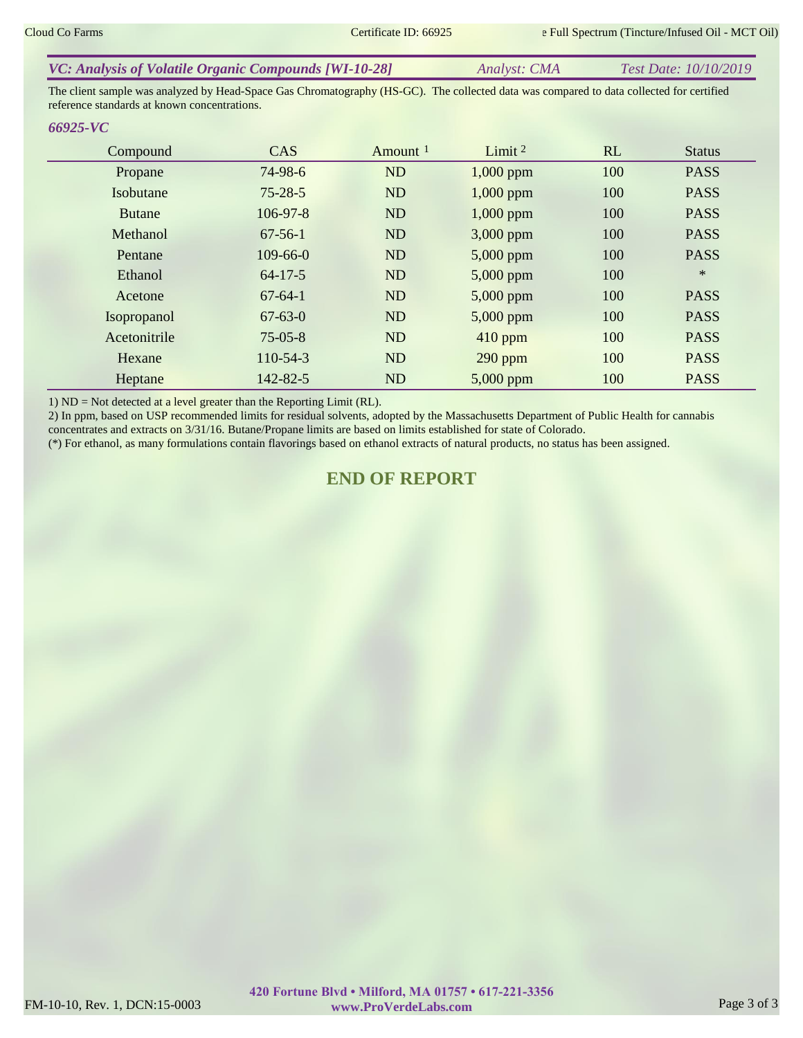## *VC: Analysis of Volatile Organic Compounds [WI-10-28]* *Analyst: CMA* *Test Date: 10/10/2019*

The client sample was analyzed by Head-Space Gas Chromatography (HS-GC). The collected data was compared to data collected for certified reference standards at known concentrations.

### *66925-VC*

| Compound | CAS | Amount [1] | Limit [2] | RL | Status |
|---|---|---|---|---|---|
| Propane | 74-98-6 | ND | 1,000 ppm | 100 | PASS |
| Isobutane | 75-28-5 | ND | 1,000 ppm | 100 | PASS |
| Butane | 106-97-8 | ND | 1,000 ppm | 100 | PASS |
| Methanol | 67-56-1 | ND | 3,000 ppm | 100 | PASS |
| Pentane | 109-66-0 | ND | 5,000 ppm | 100 | PASS |
| Ethanol | 64-17-5 | ND | 5,000 ppm | 100 | * |
| Acetone | 67-64-1 | ND | 5,000 ppm | 100 | PASS |
| Isopropanol | 67-63-0 | ND | 5,000 ppm | 100 | PASS |
| Acetonitrile | 75-05-8 | ND | 410 ppm | 100 | PASS |
| Hexane | 110-54-3 | ND | 290 ppm | 100 | PASS |
| Heptane | 142-82-5 | ND | 5,000 ppm | 100 | PASS |

1) ND = Not detected at a level greater than the Reporting Limit (RL).
2) In ppm, based on USP recommended limits for residual solvents, adopted by the Massachusetts Department of Public Health for cannabis concentrates and extracts on 3/31/16. Butane/Propane limits are based on limits established for state of Colorado.
(*) For ethanol, as many formulations contain flavorings based on ethanol extracts of natural products, no status has been assigned.

## END OF REPORT

FM-10-10, Rev. 1, DCN:15-0003

**420 Fortune Blvd • Milford, MA 01757 • 617-221-3356**
**www.ProVerdeLabs.com**